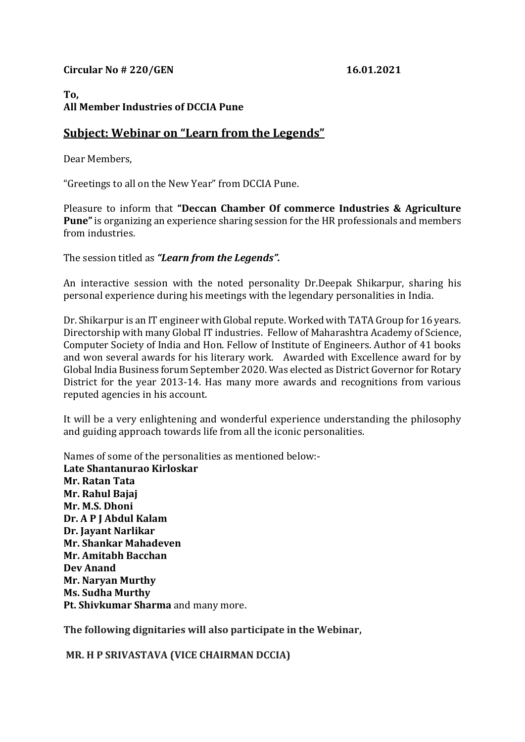**Circular No # 220/GEN** **16.01.2021**

**To,**
**All Member Industries of DCCIA Pune**

## Subject: Webinar on "Learn from the Legends"

Dear Members,

"Greetings to all on the New Year" from DCCIA Pune.

Pleasure to inform that **"Deccan Chamber Of commerce Industries & Agriculture Pune"** is organizing an experience sharing session for the HR professionals and members from industries.

The session titled as ***"Learn from the Legends".***

An interactive session with the noted personality Dr.Deepak Shikarpur, sharing his personal experience during his meetings with the legendary personalities in India.

Dr. Shikarpur is an IT engineer with Global repute. Worked with TATA Group for 16 years. Directorship with many Global IT industries. Fellow of Maharashtra Academy of Science, Computer Society of India and Hon. Fellow of Institute of Engineers. Author of 41 books and won several awards for his literary work. Awarded with Excellence award for by Global India Business forum September 2020. Was elected as District Governor for Rotary District for the year 2013-14. Has many more awards and recognitions from various reputed agencies in his account.

It will be a very enlightening and wonderful experience understanding the philosophy and guiding approach towards life from all the iconic personalities.

Names of some of the personalities as mentioned below:-
**Late Shantanurao Kirloskar**
**Mr. Ratan Tata**
**Mr. Rahul Bajaj**
**Mr. M.S. Dhoni**
**Dr. A P J Abdul Kalam**
**Dr. Jayant Narlikar**
**Mr. Shankar Mahadeven**
**Mr. Amitabh Bacchan**
**Dev Anand**
**Mr. Naryan Murthy**
**Ms. Sudha Murthy**
**Pt. Shivkumar Sharma** and many more.

**The following dignitaries will also participate in the Webinar,**

**MR. H P SRIVASTAVA (VICE CHAIRMAN DCCIA)**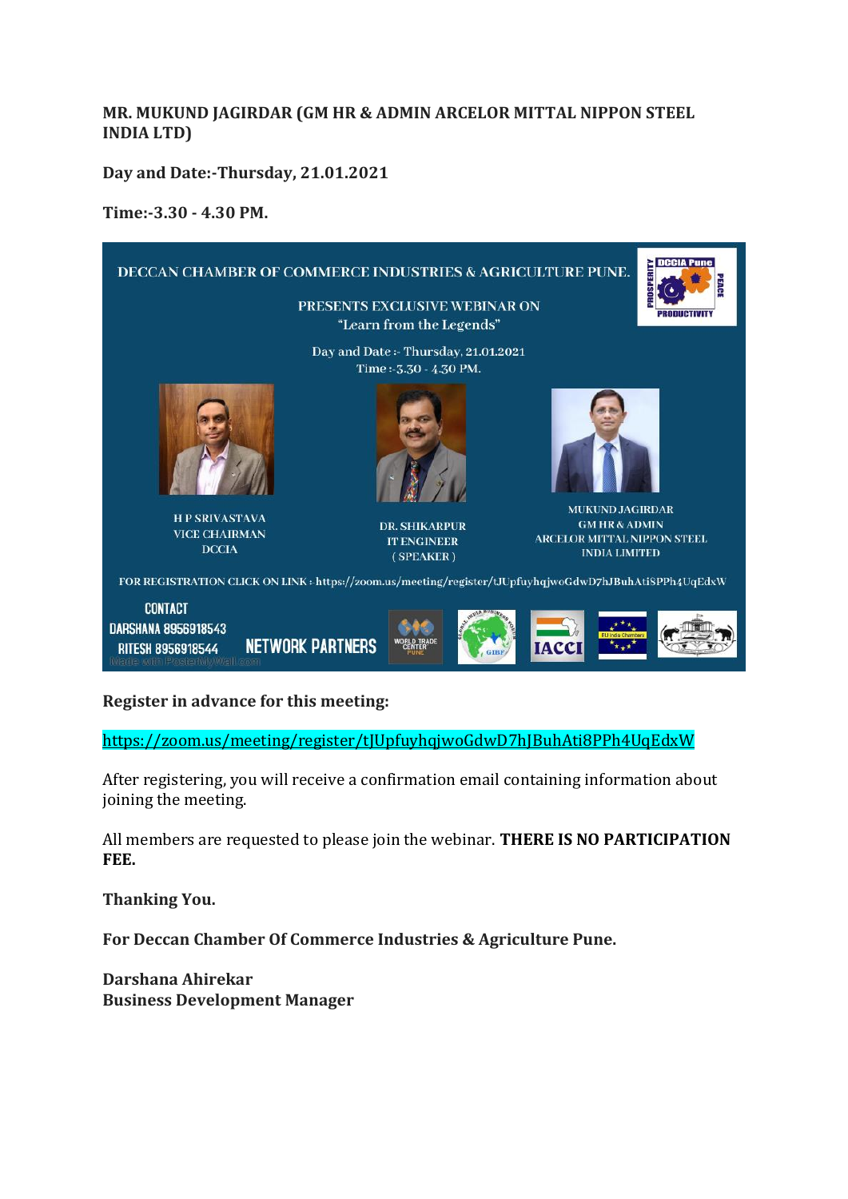**MR. MUKUND JAGIRDAR (GM HR & ADMIN ARCELOR MITTAL NIPPON STEEL INDIA LTD)**

**Day and Date:-Thursday, 21.01.2021**

**Time:-3.30 - 4.30 PM.**

DECCAN CHAMBER OF COMMERCE INDUSTRIES & AGRICULTURE PUNE.

PRESENTS EXCLUSIVE WEBINAR ON
"Learn from the Legends"

Day and Date :- Thursday, 21.01.2021
Time :-3.30 - 4.30 PM.

H P SRIVASTAVA
VICE CHAIRMAN
DCCIA

DR. SHIKARPUR
IT ENGINEER
( SPEAKER )

MUKUND JAGIRDAR
GM HR & ADMIN
ARCELOR MITTAL NIPPON STEEL
INDIA LIMITED

FOR REGISTRATION CLICK ON LINK : https://zoom.us/meeting/register/tJUpfuyhqjwoGdwD7hJBuhAti8PPh4UqEdxW

CONTACT
DARSHANA 8956918543
RITESH 8956918544

NETWORK PARTNERS

**Register in advance for this meeting:**

https://zoom.us/meeting/register/tJUpfuyhqjwoGdwD7hJBuhAti8PPh4UqEdxW

After registering, you will receive a confirmation email containing information about joining the meeting.

All members are requested to please join the webinar. **THERE IS NO PARTICIPATION FEE.**

**Thanking You.**

**For Deccan Chamber Of Commerce Industries & Agriculture Pune.**

**Darshana Ahirekar**
**Business Development Manager**